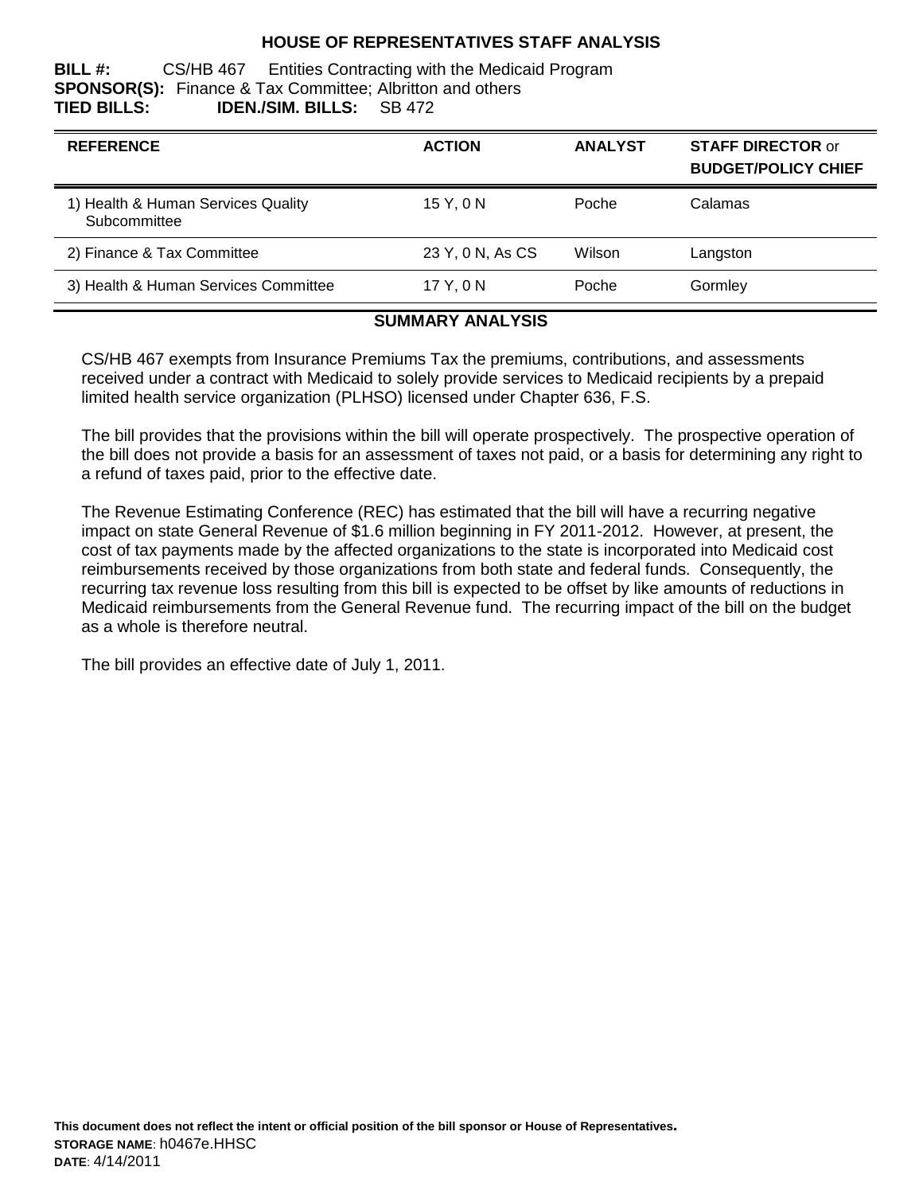# HOUSE OF REPRESENTATIVES STAFF ANALYSIS

**BILL #:** CS/HB 467 Entities Contracting with the Medicaid Program
**SPONSOR(S):** Finance & Tax Committee; Albritton and others
**TIED BILLS:** **IDEN./SIM. BILLS:** SB 472

| REFERENCE | ACTION | ANALYST | STAFF DIRECTOR or BUDGET/POLICY CHIEF |
|---|---|---|---|
| 1) Health & Human Services Quality Subcommittee | 15 Y, 0 N | Poche | Calamas |
| 2) Finance & Tax Committee | 23 Y, 0 N, As CS | Wilson | Langston |
| 3) Health & Human Services Committee | 17 Y, 0 N | Poche | Gormley |

## SUMMARY ANALYSIS

CS/HB 467 exempts from Insurance Premiums Tax the premiums, contributions, and assessments received under a contract with Medicaid to solely provide services to Medicaid recipients by a prepaid limited health service organization (PLHSO) licensed under Chapter 636, F.S.

The bill provides that the provisions within the bill will operate prospectively. The prospective operation of the bill does not provide a basis for an assessment of taxes not paid, or a basis for determining any right to a refund of taxes paid, prior to the effective date.

The Revenue Estimating Conference (REC) has estimated that the bill will have a recurring negative impact on state General Revenue of $1.6 million beginning in FY 2011-2012. However, at present, the cost of tax payments made by the affected organizations to the state is incorporated into Medicaid cost reimbursements received by those organizations from both state and federal funds. Consequently, the recurring tax revenue loss resulting from this bill is expected to be offset by like amounts of reductions in Medicaid reimbursements from the General Revenue fund. The recurring impact of the bill on the budget as a whole is therefore neutral.

The bill provides an effective date of July 1, 2011.

**This document does not reflect the intent or official position of the bill sponsor or House of Representatives.**
**STORAGE NAME**: h0467e.HHSC
**DATE**: 4/14/2011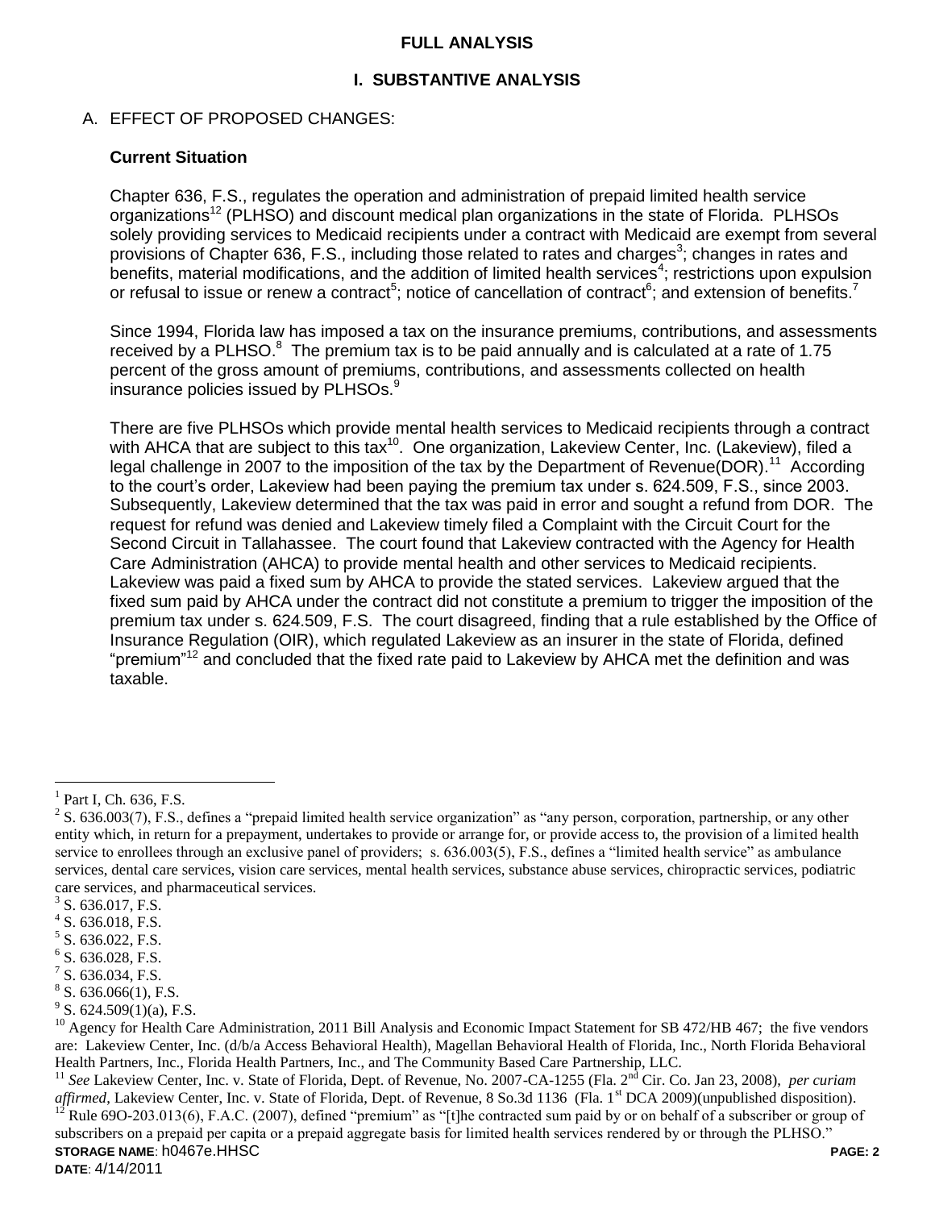## FULL ANALYSIS

### I. SUBSTANTIVE ANALYSIS

A. EFFECT OF PROPOSED CHANGES:

**Current Situation**

Chapter 636, F.S., regulates the operation and administration of prepaid limited health service organizations[12] (PLHSO) and discount medical plan organizations in the state of Florida. PLHSOs solely providing services to Medicaid recipients under a contract with Medicaid are exempt from several provisions of Chapter 636, F.S., including those related to rates and charges[3]; changes in rates and benefits, material modifications, and the addition of limited health services[4]; restrictions upon expulsion or refusal to issue or renew a contract[5]; notice of cancellation of contract[6]; and extension of benefits.[7]

Since 1994, Florida law has imposed a tax on the insurance premiums, contributions, and assessments received by a PLHSO.[8] The premium tax is to be paid annually and is calculated at a rate of 1.75 percent of the gross amount of premiums, contributions, and assessments collected on health insurance policies issued by PLHSOs.[9]

There are five PLHSOs which provide mental health services to Medicaid recipients through a contract with AHCA that are subject to this tax[10]. One organization, Lakeview Center, Inc. (Lakeview), filed a legal challenge in 2007 to the imposition of the tax by the Department of Revenue(DOR).[11] According to the court's order, Lakeview had been paying the premium tax under s. 624.509, F.S., since 2003. Subsequently, Lakeview determined that the tax was paid in error and sought a refund from DOR. The request for refund was denied and Lakeview timely filed a Complaint with the Circuit Court for the Second Circuit in Tallahassee. The court found that Lakeview contracted with the Agency for Health Care Administration (AHCA) to provide mental health and other services to Medicaid recipients. Lakeview was paid a fixed sum by AHCA to provide the stated services. Lakeview argued that the fixed sum paid by AHCA under the contract did not constitute a premium to trigger the imposition of the premium tax under s. 624.509, F.S. The court disagreed, finding that a rule established by the Office of Insurance Regulation (OIR), which regulated Lakeview as an insurer in the state of Florida, defined "premium"[12] and concluded that the fixed rate paid to Lakeview by AHCA met the definition and was taxable.

---

[1] Part I, Ch. 636, F.S.

[2] S. 636.003(7), F.S., defines a "prepaid limited health service organization" as "any person, corporation, partnership, or any other entity which, in return for a prepayment, undertakes to provide or arrange for, or provide access to, the provision of a limited health service to enrollees through an exclusive panel of providers; s. 636.003(5), F.S., defines a "limited health service" as ambulance services, dental care services, vision care services, mental health services, substance abuse services, chiropractic services, podiatric care services, and pharmaceutical services.

[3] S. 636.017, F.S.

[4] S. 636.018, F.S.

[5] S. 636.022, F.S.

[6] S. 636.028, F.S.

[7] S. 636.034, F.S.

[8] S. 636.066(1), F.S.

[9] S. 624.509(1)(a), F.S.

[10] Agency for Health Care Administration, 2011 Bill Analysis and Economic Impact Statement for SB 472/HB 467; the five vendors are: Lakeview Center, Inc. (d/b/a Access Behavioral Health), Magellan Behavioral Health of Florida, Inc., North Florida Behavioral Health Partners, Inc., Florida Health Partners, Inc., and The Community Based Care Partnership, LLC.

[11] *See* Lakeview Center, Inc. v. State of Florida, Dept. of Revenue, No. 2007-CA-1255 (Fla. 2nd Cir. Co. Jan 23, 2008), *per curiam affirmed*, Lakeview Center, Inc. v. State of Florida, Dept. of Revenue, 8 So.3d 1136 (Fla. 1st DCA 2009)(unpublished disposition).

[12] Rule 69O-203.013(6), F.A.C. (2007), defined "premium" as "[t]he contracted sum paid by or on behalf of a subscriber or group of subscribers on a prepaid per capita or a prepaid aggregate basis for limited health services rendered by or through the PLHSO."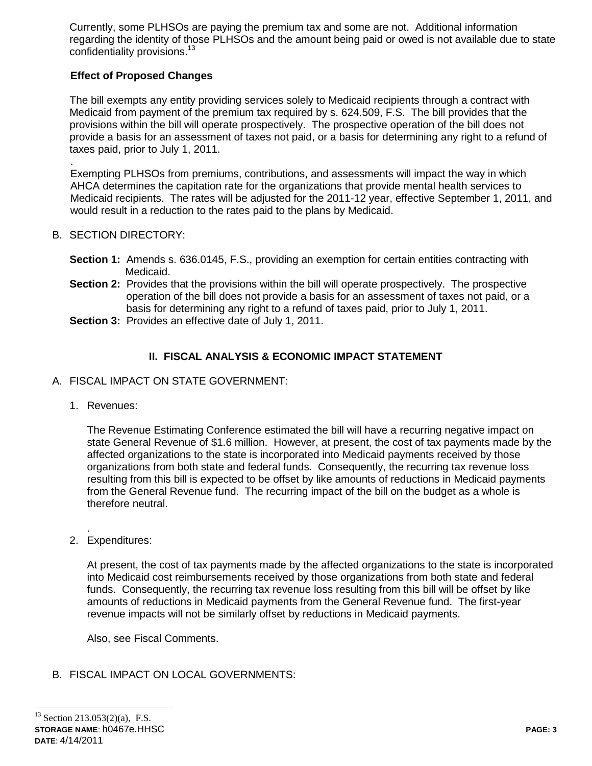Currently, some PLHSOs are paying the premium tax and some are not. Additional information regarding the identity of those PLHSOs and the amount being paid or owed is not available due to state confidentiality provisions.[13]

**Effect of Proposed Changes**

The bill exempts any entity providing services solely to Medicaid recipients through a contract with Medicaid from payment of the premium tax required by s. 624.509, F.S. The bill provides that the provisions within the bill will operate prospectively. The prospective operation of the bill does not provide a basis for an assessment of taxes not paid, or a basis for determining any right to a refund of taxes paid, prior to July 1, 2011.

.

Exempting PLHSOs from premiums, contributions, and assessments will impact the way in which AHCA determines the capitation rate for the organizations that provide mental health services to Medicaid recipients. The rates will be adjusted for the 2011-12 year, effective September 1, 2011, and would result in a reduction to the rates paid to the plans by Medicaid.

B. SECTION DIRECTORY:

**Section 1:** Amends s. 636.0145, F.S., providing an exemption for certain entities contracting with Medicaid.

**Section 2:** Provides that the provisions within the bill will operate prospectively. The prospective operation of the bill does not provide a basis for an assessment of taxes not paid, or a basis for determining any right to a refund of taxes paid, prior to July 1, 2011.

**Section 3:** Provides an effective date of July 1, 2011.

## II. FISCAL ANALYSIS & ECONOMIC IMPACT STATEMENT

A. FISCAL IMPACT ON STATE GOVERNMENT:

1. Revenues:

   The Revenue Estimating Conference estimated the bill will have a recurring negative impact on state General Revenue of $1.6 million. However, at present, the cost of tax payments made by the affected organizations to the state is incorporated into Medicaid payments received by those organizations from both state and federal funds. Consequently, the recurring tax revenue loss resulting from this bill is expected to be offset by like amounts of reductions in Medicaid payments from the General Revenue fund. The recurring impact of the bill on the budget as a whole is therefore neutral.

   .

2. Expenditures:

   At present, the cost of tax payments made by the affected organizations to the state is incorporated into Medicaid cost reimbursements received by those organizations from both state and federal funds. Consequently, the recurring tax revenue loss resulting from this bill will be offset by like amounts of reductions in Medicaid payments from the General Revenue fund. The first-year revenue impacts will not be similarly offset by reductions in Medicaid payments.

   Also, see Fiscal Comments.

B. FISCAL IMPACT ON LOCAL GOVERNMENTS:

[13] Section 213.053(2)(a), F.S.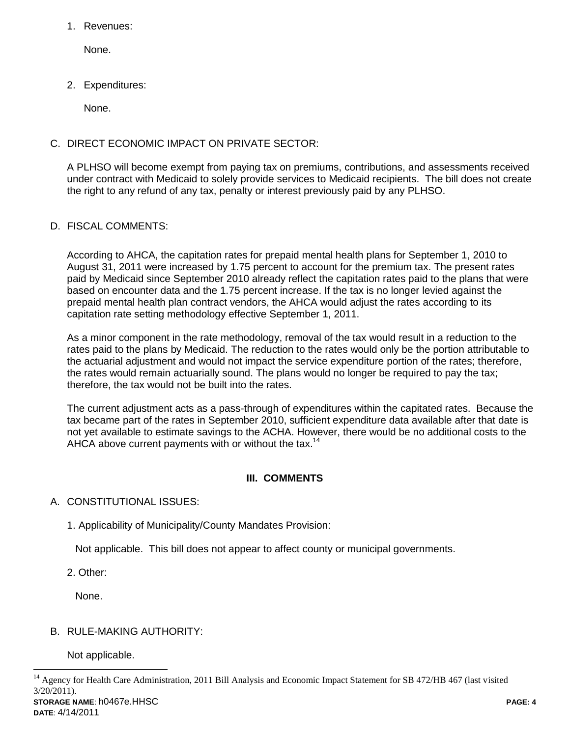1. Revenues:

   None.

2. Expenditures:

   None.

C. DIRECT ECONOMIC IMPACT ON PRIVATE SECTOR:

A PLHSO will become exempt from paying tax on premiums, contributions, and assessments received under contract with Medicaid to solely provide services to Medicaid recipients. The bill does not create the right to any refund of any tax, penalty or interest previously paid by any PLHSO.

D. FISCAL COMMENTS:

According to AHCA, the capitation rates for prepaid mental health plans for September 1, 2010 to August 31, 2011 were increased by 1.75 percent to account for the premium tax. The present rates paid by Medicaid since September 2010 already reflect the capitation rates paid to the plans that were based on encounter data and the 1.75 percent increase. If the tax is no longer levied against the prepaid mental health plan contract vendors, the AHCA would adjust the rates according to its capitation rate setting methodology effective September 1, 2011.

As a minor component in the rate methodology, removal of the tax would result in a reduction to the rates paid to the plans by Medicaid. The reduction to the rates would only be the portion attributable to the actuarial adjustment and would not impact the service expenditure portion of the rates; therefore, the rates would remain actuarially sound. The plans would no longer be required to pay the tax; therefore, the tax would not be built into the rates.

The current adjustment acts as a pass-through of expenditures within the capitated rates. Because the tax became part of the rates in September 2010, sufficient expenditure data available after that date is not yet available to estimate savings to the ACHA. However, there would be no additional costs to the AHCA above current payments with or without the tax.[14]

## III. COMMENTS

A. CONSTITUTIONAL ISSUES:

1. Applicability of Municipality/County Mandates Provision:

   Not applicable. This bill does not appear to affect county or municipal governments.

2. Other:

   None.

B. RULE-MAKING AUTHORITY:

Not applicable.

---

[14] Agency for Health Care Administration, 2011 Bill Analysis and Economic Impact Statement for SB 472/HB 467 (last visited 3/20/2011).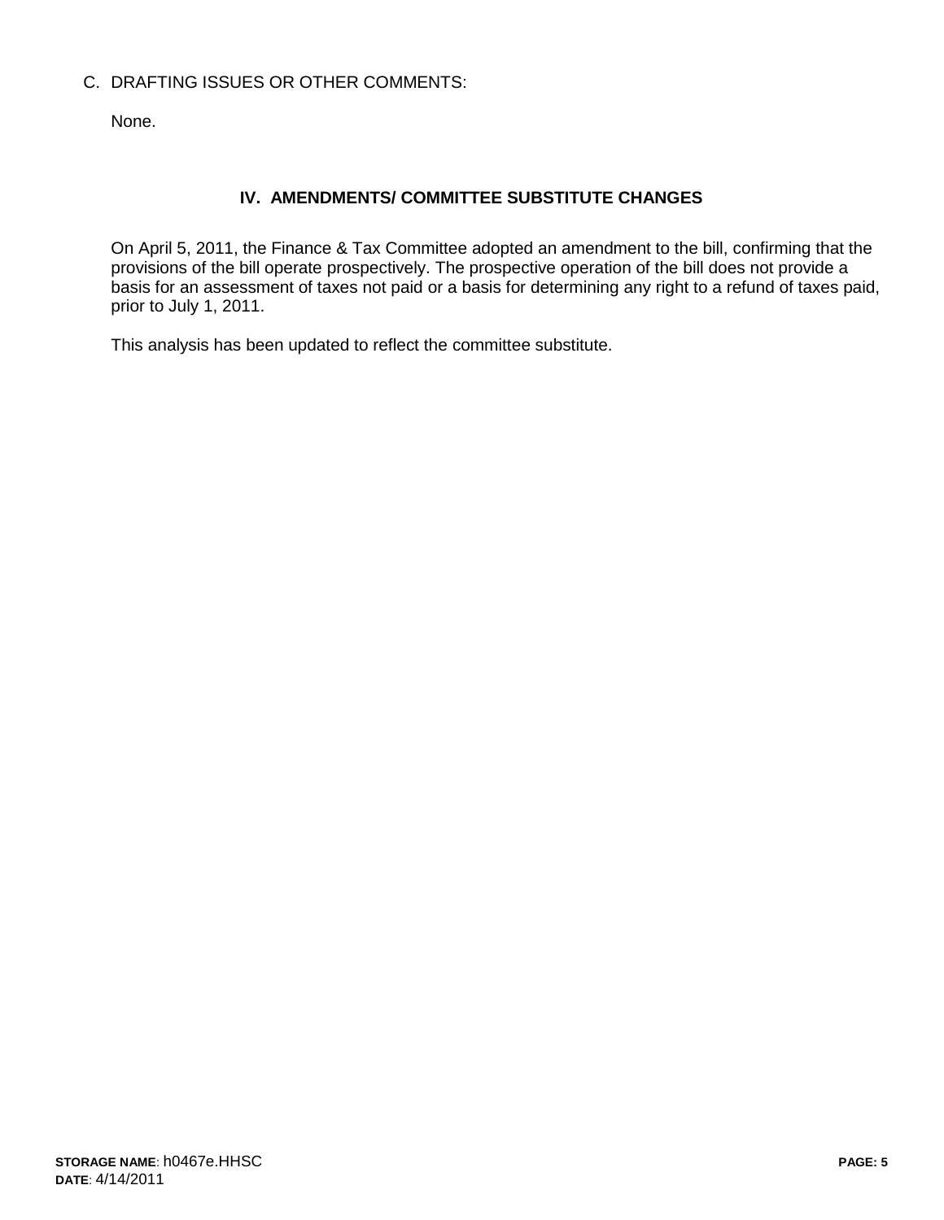C. DRAFTING ISSUES OR OTHER COMMENTS:

None.

## IV. AMENDMENTS/ COMMITTEE SUBSTITUTE CHANGES

On April 5, 2011, the Finance & Tax Committee adopted an amendment to the bill, confirming that the provisions of the bill operate prospectively. The prospective operation of the bill does not provide a basis for an assessment of taxes not paid or a basis for determining any right to a refund of taxes paid, prior to July 1, 2011.

This analysis has been updated to reflect the committee substitute.